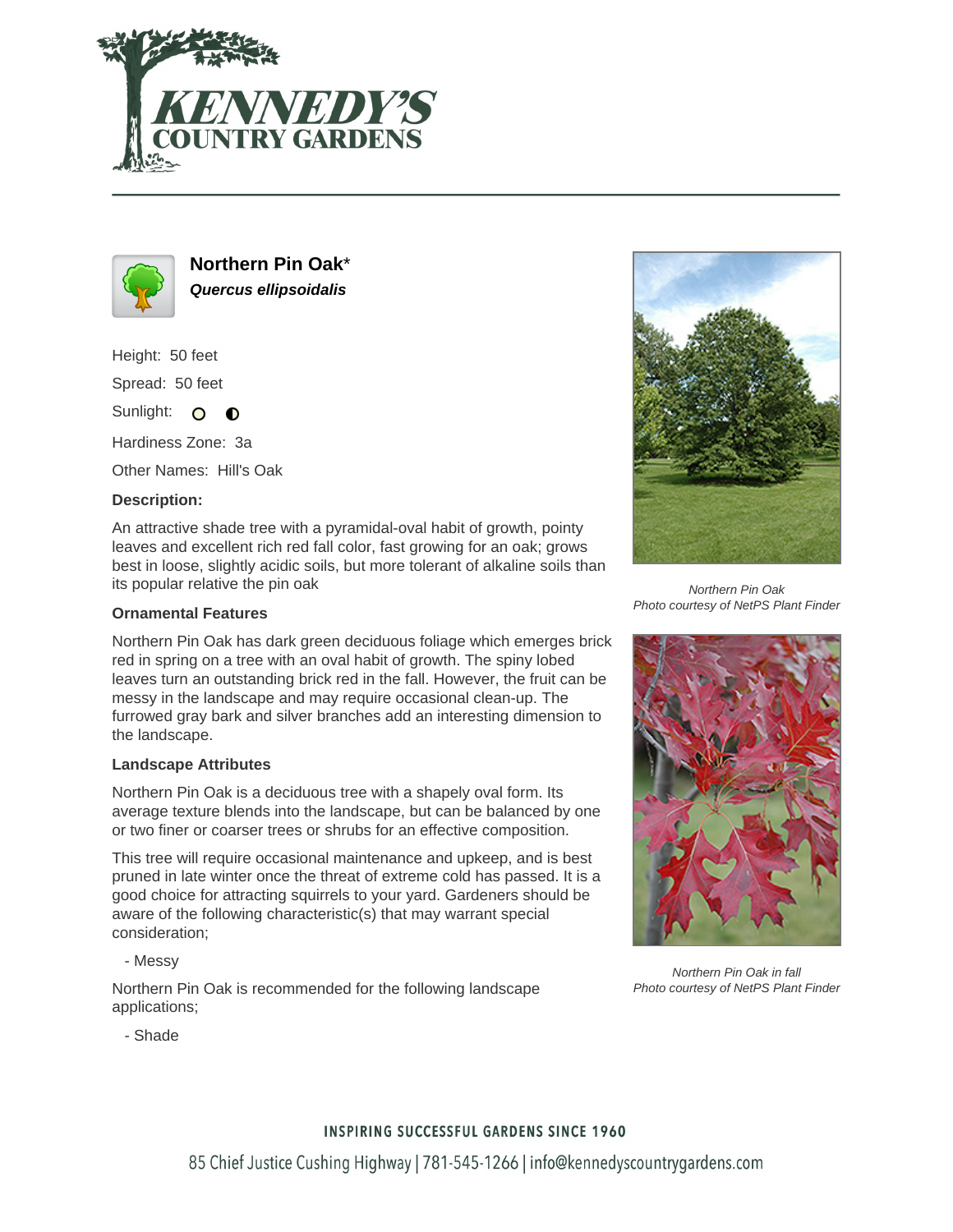# Northern Pin Oak*

***Quercus ellipsoidalis***

Height: 50 feet

Spread: 50 feet

Sunlight: ○ ◐

Hardiness Zone: 3a

Other Names: Hill's Oak

### Description:

An attractive shade tree with a pyramidal-oval habit of growth, pointy leaves and excellent rich red fall color, fast growing for an oak; grows best in loose, slightly acidic soils, but more tolerant of alkaline soils than its popular relative the pin oak

### Ornamental Features

Northern Pin Oak has dark green deciduous foliage which emerges brick red in spring on a tree with an oval habit of growth. The spiny lobed leaves turn an outstanding brick red in the fall. However, the fruit can be messy in the landscape and may require occasional clean-up. The furrowed gray bark and silver branches add an interesting dimension to the landscape.

### Landscape Attributes

Northern Pin Oak is a deciduous tree with a shapely oval form. Its average texture blends into the landscape, but can be balanced by one or two finer or coarser trees or shrubs for an effective composition.

This tree will require occasional maintenance and upkeep, and is best pruned in late winter once the threat of extreme cold has passed. It is a good choice for attracting squirrels to your yard. Gardeners should be aware of the following characteristic(s) that may warrant special consideration;

- Messy

Northern Pin Oak is recommended for the following landscape applications;

- Shade

*Northern Pin Oak*
*Photo courtesy of NetPS Plant Finder*

*Northern Pin Oak in fall*
*Photo courtesy of NetPS Plant Finder*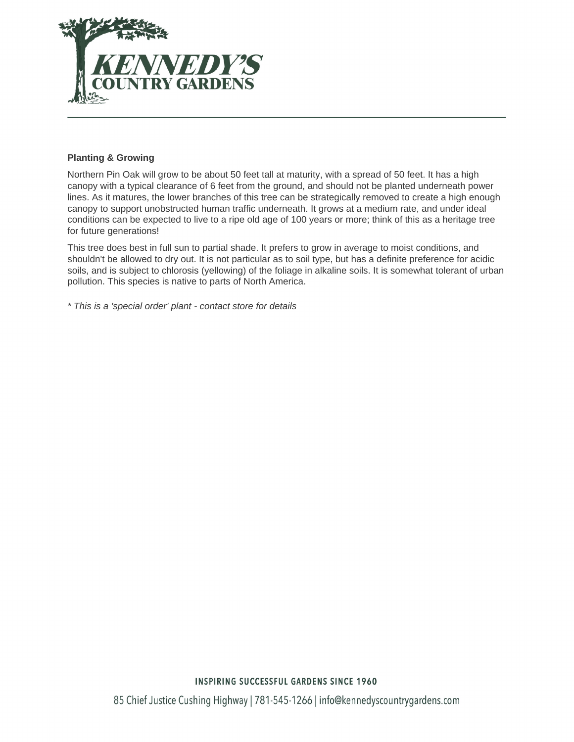**Planting & Growing**

Northern Pin Oak will grow to be about 50 feet tall at maturity, with a spread of 50 feet. It has a high canopy with a typical clearance of 6 feet from the ground, and should not be planted underneath power lines. As it matures, the lower branches of this tree can be strategically removed to create a high enough canopy to support unobstructed human traffic underneath. It grows at a medium rate, and under ideal conditions can be expected to live to a ripe old age of 100 years or more; think of this as a heritage tree for future generations!

This tree does best in full sun to partial shade. It prefers to grow in average to moist conditions, and shouldn't be allowed to dry out. It is not particular as to soil type, but has a definite preference for acidic soils, and is subject to chlorosis (yellowing) of the foliage in alkaline soils. It is somewhat tolerant of urban pollution. This species is native to parts of North America.

*\* This is a 'special order' plant - contact store for details*